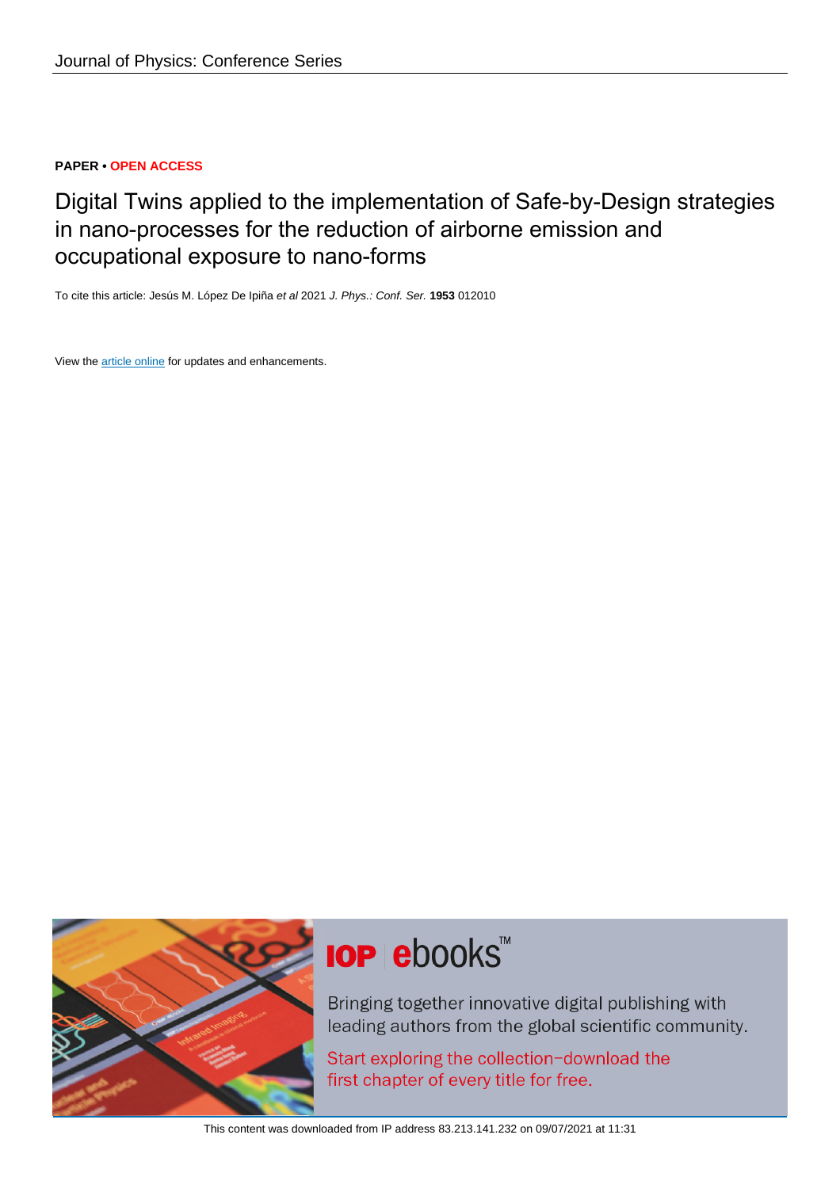**PAPER • OPEN ACCESS**

# Digital Twins applied to the implementation of Safe-by-Design strategies in nano-processes for the reduction of airborne emission and occupational exposure to nano-forms

To cite this article: Jesús M. López De Ipiña *et al* 2021 *J. Phys.: Conf. Ser.* **1953** 012010

View the article online for updates and enhancements.

This content was downloaded from IP address 83.213.141.232 on 09/07/2021 at 11:31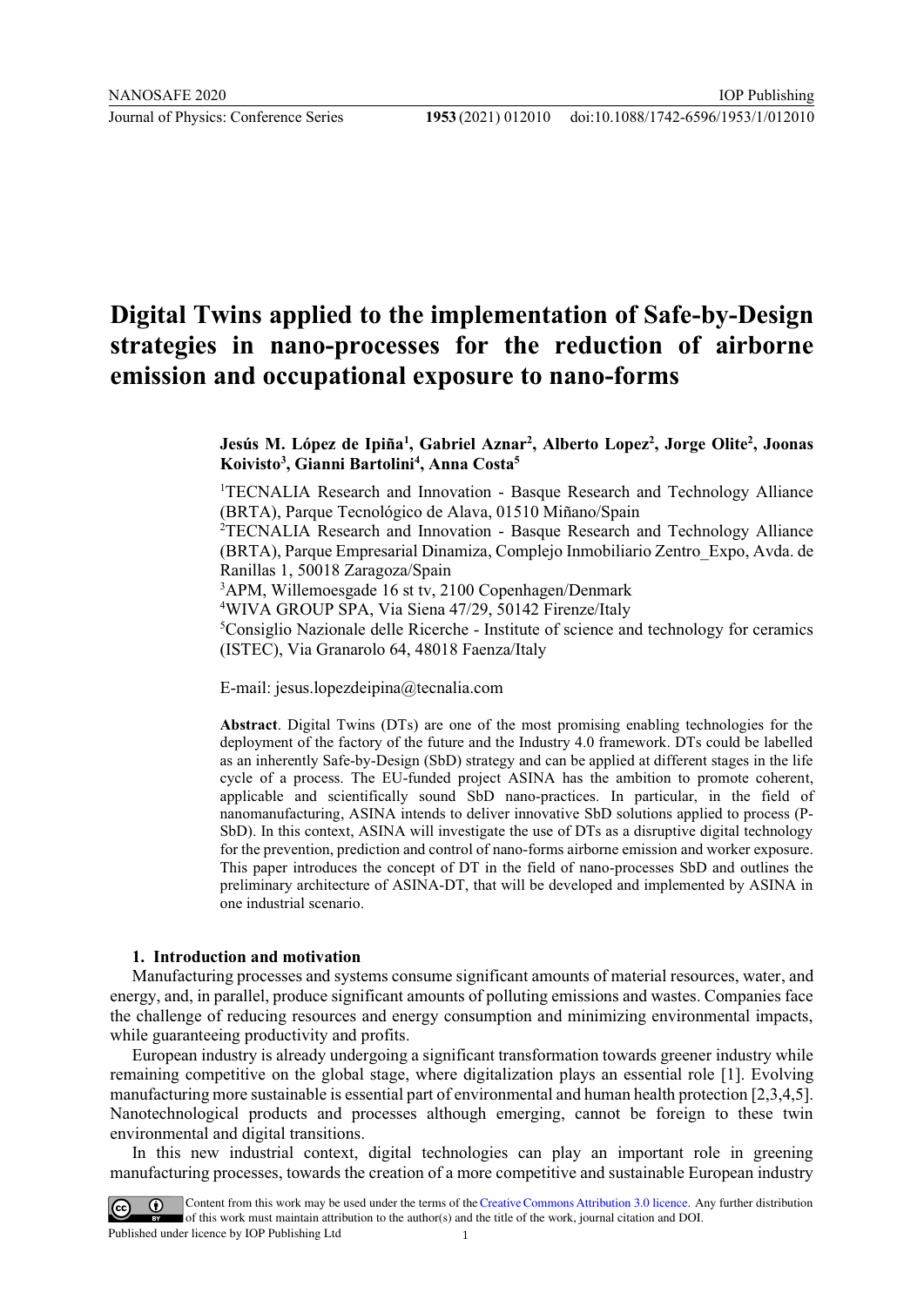# Digital Twins applied to the implementation of Safe-by-Design strategies in nano-processes for the reduction of airborne emission and occupational exposure to nano-forms

**Jesús M. López de Ipiña[1], Gabriel Aznar[2], Alberto Lopez[2], Jorge Olite[2], Joonas Koivisto[3], Gianni Bartolini[4], Anna Costa[5]**

[1]TECNALIA Research and Innovation - Basque Research and Technology Alliance (BRTA), Parque Tecnológico de Alava, 01510 Miñano/Spain

[2]TECNALIA Research and Innovation - Basque Research and Technology Alliance (BRTA), Parque Empresarial Dinamiza, Complejo Inmobiliario Zentro_Expo, Avda. de Ranillas 1, 50018 Zaragoza/Spain

[3]APM, Willemoesgade 16 st tv, 2100 Copenhagen/Denmark

[4]WIVA GROUP SPA, Via Siena 47/29, 50142 Firenze/Italy

[5]Consiglio Nazionale delle Ricerche - Institute of science and technology for ceramics (ISTEC), Via Granarolo 64, 48018 Faenza/Italy

E-mail: jesus.lopezdeipina@tecnalia.com

**Abstract**. Digital Twins (DTs) are one of the most promising enabling technologies for the deployment of the factory of the future and the Industry 4.0 framework. DTs could be labelled as an inherently Safe-by-Design (SbD) strategy and can be applied at different stages in the life cycle of a process. The EU-funded project ASINA has the ambition to promote coherent, applicable and scientifically sound SbD nano-practices. In particular, in the field of nanomanufacturing, ASINA intends to deliver innovative SbD solutions applied to process (P-SbD). In this context, ASINA will investigate the use of DTs as a disruptive digital technology for the prevention, prediction and control of nano-forms airborne emission and worker exposure. This paper introduces the concept of DT in the field of nano-processes SbD and outlines the preliminary architecture of ASINA-DT, that will be developed and implemented by ASINA in one industrial scenario.

## 1. Introduction and motivation

Manufacturing processes and systems consume significant amounts of material resources, water, and energy, and, in parallel, produce significant amounts of polluting emissions and wastes. Companies face the challenge of reducing resources and energy consumption and minimizing environmental impacts, while guaranteeing productivity and profits.

European industry is already undergoing a significant transformation towards greener industry while remaining competitive on the global stage, where digitalization plays an essential role [1]. Evolving manufacturing more sustainable is essential part of environmental and human health protection [2,3,4,5]. Nanotechnological products and processes although emerging, cannot be foreign to these twin environmental and digital transitions.

In this new industrial context, digital technologies can play an important role in greening manufacturing processes, towards the creation of a more competitive and sustainable European industry

Content from this work may be used under the terms of the Creative Commons Attribution 3.0 licence. Any further distribution of this work must maintain attribution to the author(s) and the title of the work, journal citation and DOI.
Published under licence by IOP Publishing Ltd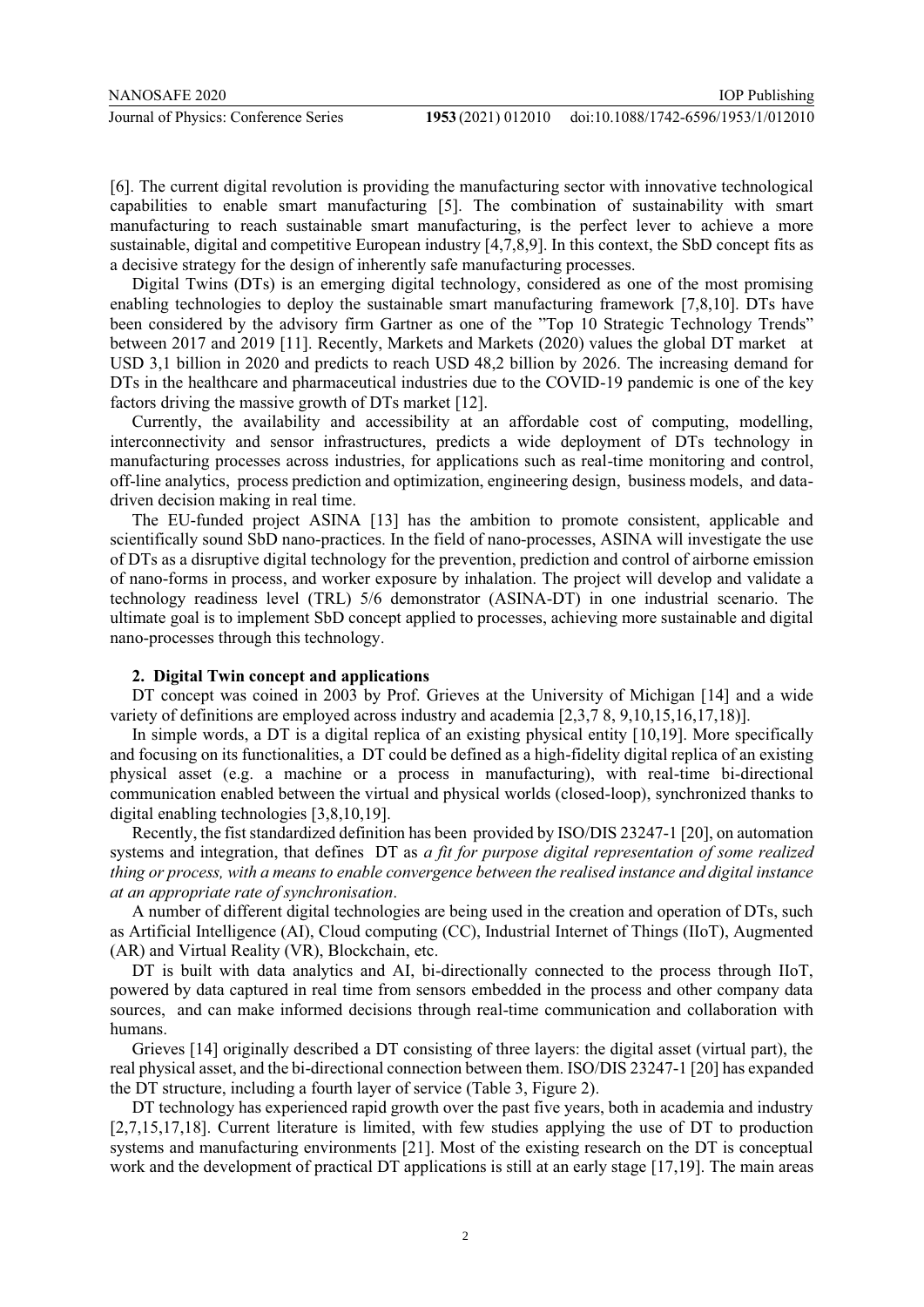[6]. The current digital revolution is providing the manufacturing sector with innovative technological capabilities to enable smart manufacturing [5]. The combination of sustainability with smart manufacturing to reach sustainable smart manufacturing, is the perfect lever to achieve a more sustainable, digital and competitive European industry [4,7,8,9]. In this context, the SbD concept fits as a decisive strategy for the design of inherently safe manufacturing processes.

Digital Twins (DTs) is an emerging digital technology, considered as one of the most promising enabling technologies to deploy the sustainable smart manufacturing framework [7,8,10]. DTs have been considered by the advisory firm Gartner as one of the "Top 10 Strategic Technology Trends" between 2017 and 2019 [11]. Recently, Markets and Markets (2020) values the global DT market at USD 3,1 billion in 2020 and predicts to reach USD 48,2 billion by 2026. The increasing demand for DTs in the healthcare and pharmaceutical industries due to the COVID-19 pandemic is one of the key factors driving the massive growth of DTs market [12].

Currently, the availability and accessibility at an affordable cost of computing, modelling, interconnectivity and sensor infrastructures, predicts a wide deployment of DTs technology in manufacturing processes across industries, for applications such as real-time monitoring and control, off-line analytics, process prediction and optimization, engineering design, business models, and data-driven decision making in real time.

The EU-funded project ASINA [13] has the ambition to promote consistent, applicable and scientifically sound SbD nano-practices. In the field of nano-processes, ASINA will investigate the use of DTs as a disruptive digital technology for the prevention, prediction and control of airborne emission of nano-forms in process, and worker exposure by inhalation. The project will develop and validate a technology readiness level (TRL) 5/6 demonstrator (ASINA-DT) in one industrial scenario. The ultimate goal is to implement SbD concept applied to processes, achieving more sustainable and digital nano-processes through this technology.

## 2. Digital Twin concept and applications

DT concept was coined in 2003 by Prof. Grieves at the University of Michigan [14] and a wide variety of definitions are employed across industry and academia [2,3,7 8, 9,10,15,16,17,18)].

In simple words, a DT is a digital replica of an existing physical entity [10,19]. More specifically and focusing on its functionalities, a DT could be defined as a high-fidelity digital replica of an existing physical asset (e.g. a machine or a process in manufacturing), with real-time bi-directional communication enabled between the virtual and physical worlds (closed-loop), synchronized thanks to digital enabling technologies [3,8,10,19].

Recently, the fist standardized definition has been provided by ISO/DIS 23247-1 [20], on automation systems and integration, that defines DT as *a fit for purpose digital representation of some realized thing or process, with a means to enable convergence between the realised instance and digital instance at an appropriate rate of synchronisation*.

A number of different digital technologies are being used in the creation and operation of DTs, such as Artificial Intelligence (AI), Cloud computing (CC), Industrial Internet of Things (IIoT), Augmented (AR) and Virtual Reality (VR), Blockchain, etc.

DT is built with data analytics and AI, bi-directionally connected to the process through IIoT, powered by data captured in real time from sensors embedded in the process and other company data sources, and can make informed decisions through real-time communication and collaboration with humans.

Grieves [14] originally described a DT consisting of three layers: the digital asset (virtual part), the real physical asset, and the bi-directional connection between them. ISO/DIS 23247-1 [20] has expanded the DT structure, including a fourth layer of service (Table 3, Figure 2).

DT technology has experienced rapid growth over the past five years, both in academia and industry [2,7,15,17,18]. Current literature is limited, with few studies applying the use of DT to production systems and manufacturing environments [21]. Most of the existing research on the DT is conceptual work and the development of practical DT applications is still at an early stage [17,19]. The main areas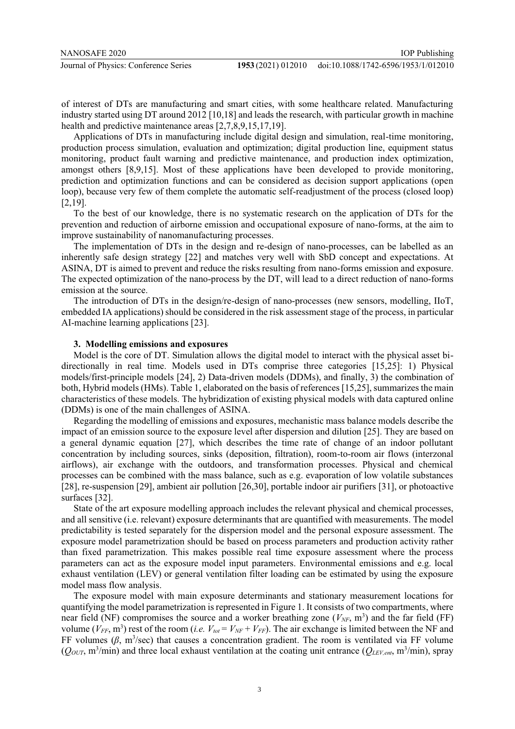of interest of DTs are manufacturing and smart cities, with some healthcare related. Manufacturing industry started using DT around 2012 [10,18] and leads the research, with particular growth in machine health and predictive maintenance areas [2,7,8,9,15,17,19].

Applications of DTs in manufacturing include digital design and simulation, real-time monitoring, production process simulation, evaluation and optimization; digital production line, equipment status monitoring, product fault warning and predictive maintenance, and production index optimization, amongst others [8,9,15]. Most of these applications have been developed to provide monitoring, prediction and optimization functions and can be considered as decision support applications (open loop), because very few of them complete the automatic self-readjustment of the process (closed loop) [2,19].

To the best of our knowledge, there is no systematic research on the application of DTs for the prevention and reduction of airborne emission and occupational exposure of nano-forms, at the aim to improve sustainability of nanomanufacturing processes.

The implementation of DTs in the design and re-design of nano-processes, can be labelled as an inherently safe design strategy [22] and matches very well with SbD concept and expectations. At ASINA, DT is aimed to prevent and reduce the risks resulting from nano-forms emission and exposure. The expected optimization of the nano-process by the DT, will lead to a direct reduction of nano-forms emission at the source.

The introduction of DTs in the design/re-design of nano-processes (new sensors, modelling, IIoT, embedded IA applications) should be considered in the risk assessment stage of the process, in particular AI-machine learning applications [23].

## 3. Modelling emissions and exposures

Model is the core of DT. Simulation allows the digital model to interact with the physical asset bi-directionally in real time. Models used in DTs comprise three categories [15,25]: 1) Physical models/first-principle models [24], 2) Data-driven models (DDMs), and finally, 3) the combination of both, Hybrid models (HMs). Table 1, elaborated on the basis of references [15,25], summarizes the main characteristics of these models. The hybridization of existing physical models with data captured online (DDMs) is one of the main challenges of ASINA.

Regarding the modelling of emissions and exposures, mechanistic mass balance models describe the impact of an emission source to the exposure level after dispersion and dilution [25]. They are based on a general dynamic equation [27], which describes the time rate of change of an indoor pollutant concentration by including sources, sinks (deposition, filtration), room-to-room air flows (interzonal airflows), air exchange with the outdoors, and transformation processes. Physical and chemical processes can be combined with the mass balance, such as e.g. evaporation of low volatile substances [28], re-suspension [29], ambient air pollution [26,30], portable indoor air purifiers [31], or photoactive surfaces [32].

State of the art exposure modelling approach includes the relevant physical and chemical processes, and all sensitive (i.e. relevant) exposure determinants that are quantified with measurements. The model predictability is tested separately for the dispersion model and the personal exposure assessment. The exposure model parametrization should be based on process parameters and production activity rather than fixed parametrization. This makes possible real time exposure assessment where the process parameters can act as the exposure model input parameters. Environmental emissions and e.g. local exhaust ventilation (LEV) or general ventilation filter loading can be estimated by using the exposure model mass flow analysis.

The exposure model with main exposure determinants and stationary measurement locations for quantifying the model parametrization is represented in Figure 1. It consists of two compartments, where near field (NF) compromises the source and a worker breathing zone ($V_{NF}$, m$^3$) and the far field (FF) volume ($V_{FF}$, m$^3$) rest of the room (*i.e.* $V_{tot} = V_{NF} + V_{FF}$). The air exchange is limited between the NF and FF volumes ($\beta$, m$^3$/sec) that causes a concentration gradient. The room is ventilated via FF volume ($Q_{OUT}$, m$^3$/min) and three local exhaust ventilation at the coating unit entrance ($Q_{LEV,ent}$, m$^3$/min), spray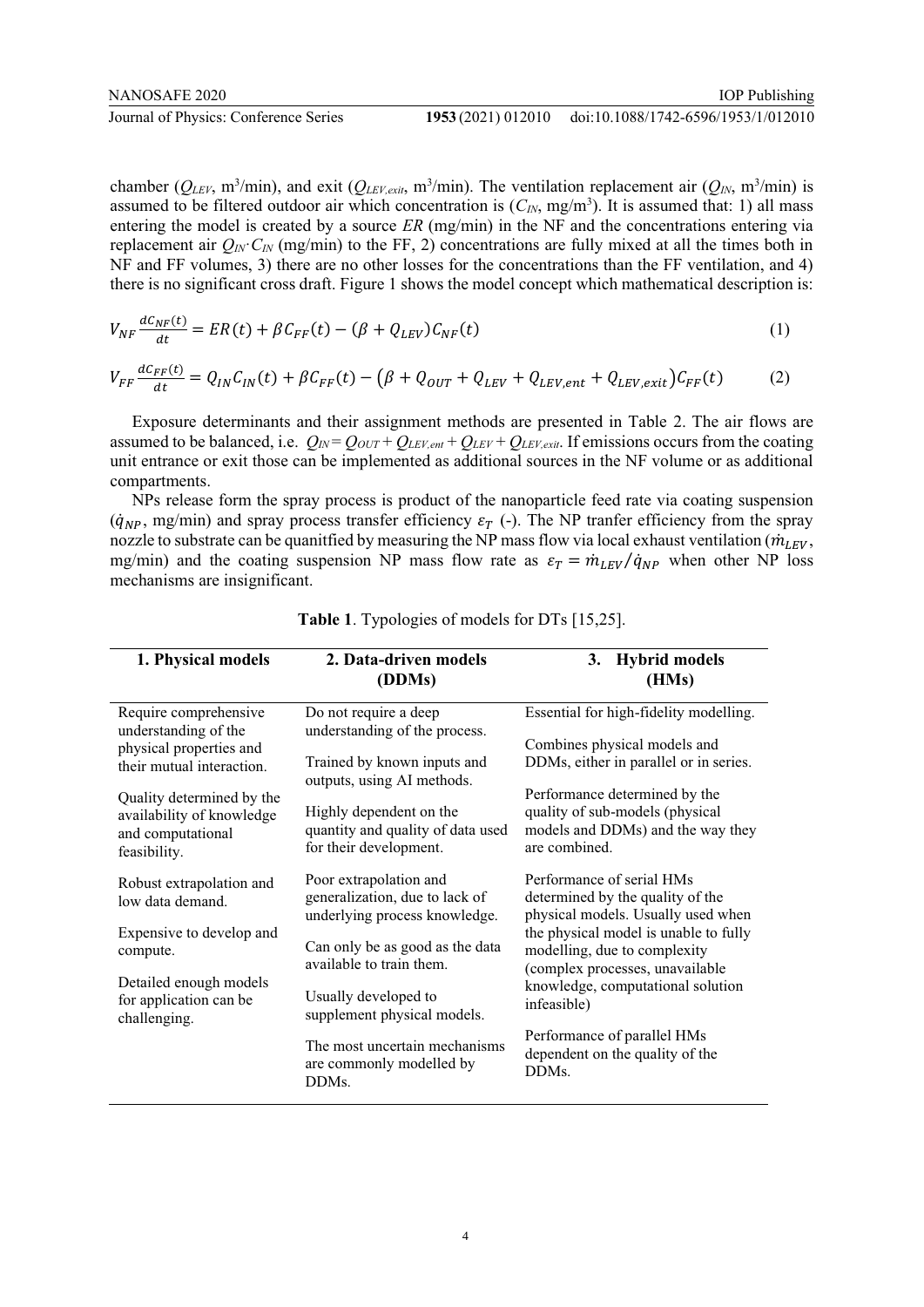chamber ($Q_{LEV}$, m$^3$/min), and exit ($Q_{LEV,exit}$, m$^3$/min). The ventilation replacement air ($Q_{IN}$, m$^3$/min) is assumed to be filtered outdoor air which concentration is ($C_{IN}$, mg/m$^3$). It is assumed that: 1) all mass entering the model is created by a source $ER$ (mg/min) in the NF and the concentrations entering via replacement air $Q_{IN} \cdot C_{IN}$ (mg/min) to the FF, 2) concentrations are fully mixed at all the times both in NF and FF volumes, 3) there are no other losses for the concentrations than the FF ventilation, and 4) there is no significant cross draft. Figure 1 shows the model concept which mathematical description is:

$$V_{NF}\frac{dC_{NF}(t)}{dt} = ER(t) + \beta C_{FF}(t) - (\beta + Q_{LEV})C_{NF}(t) \tag{1}$$

$$V_{FF}\frac{dC_{FF}(t)}{dt} = Q_{IN}C_{IN}(t) + \beta C_{FF}(t) - \left(\beta + Q_{OUT} + Q_{LEV} + Q_{LEV,ent} + Q_{LEV,exit}\right)C_{FF}(t) \tag{2}$$

Exposure determinants and their assignment methods are presented in Table 2. The air flows are assumed to be balanced, i.e. $Q_{IN} = Q_{OUT} + Q_{LEV,ent} + Q_{LEV} + Q_{LEV,exit}$. If emissions occurs from the coating unit entrance or exit those can be implemented as additional sources in the NF volume or as additional compartments.

NPs release form the spray process is product of the nanoparticle feed rate via coating suspension ($\dot{q}_{NP}$, mg/min) and spray process transfer efficiency $\varepsilon_T$ (-). The NP tranfer efficiency from the spray nozzle to substrate can be quanitfied by measuring the NP mass flow via local exhaust ventilation ($\dot{m}_{LEV}$, mg/min) and the coating suspension NP mass flow rate as $\varepsilon_T = \dot{m}_{LEV}/\dot{q}_{NP}$ when other NP loss mechanisms are insignificant.

**Table 1**. Typologies of models for DTs [15,25].

| 1. Physical models | 2. Data-driven models (DDMs) | 3. Hybrid models (HMs) |
|---|---|---|
| Require comprehensive understanding of the physical properties and their mutual interaction.<br><br>Quality determined by the availability of knowledge and computational feasibility.<br><br>Robust extrapolation and low data demand.<br><br>Expensive to develop and compute.<br><br>Detailed enough models for application can be challenging. | Do not require a deep understanding of the process.<br><br>Trained by known inputs and outputs, using AI methods.<br><br>Highly dependent on the quantity and quality of data used for their development.<br><br>Poor extrapolation and generalization, due to lack of underlying process knowledge.<br><br>Can only be as good as the data available to train them.<br><br>Usually developed to supplement physical models.<br><br>The most uncertain mechanisms are commonly modelled by DDMs. | Essential for high-fidelity modelling.<br><br>Combines physical models and DDMs, either in parallel or in series.<br><br>Performance determined by the quality of sub-models (physical models and DDMs) and the way they are combined.<br><br>Performance of serial HMs determined by the quality of the physical models. Usually used when the physical model is unable to fully modelling, due to complexity (complex processes, unavailable knowledge, computational solution infeasible)<br><br>Performance of parallel HMs dependent on the quality of the DDMs. |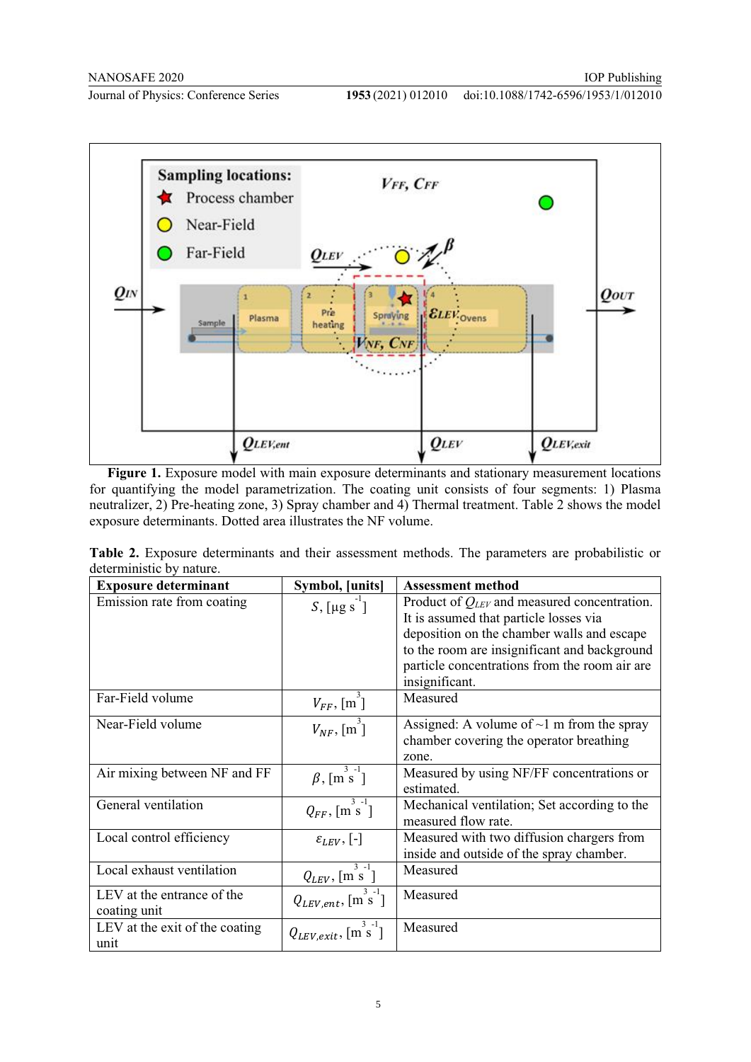**Figure 1.** Exposure model with main exposure determinants and stationary measurement locations for quantifying the model parametrization. The coating unit consists of four segments: 1) Plasma neutralizer, 2) Pre-heating zone, 3) Spray chamber and 4) Thermal treatment. Table 2 shows the model exposure determinants. Dotted area illustrates the NF volume.

**Table 2.** Exposure determinants and their assessment methods. The parameters are probabilistic or deterministic by nature.

| Exposure determinant | Symbol, [units] | Assessment method |
|---|---|---|
| Emission rate from coating | $S$, [µg s$^{-1}$] | Product of $Q_{LEV}$ and measured concentration. It is assumed that particle losses via deposition on the chamber walls and escape to the room are insignificant and background particle concentrations from the room air are insignificant. |
| Far-Field volume | $V_{FF}$, [m$^3$] | Measured |
| Near-Field volume | $V_{NF}$, [m$^3$] | Assigned: A volume of ~1 m from the spray chamber covering the operator breathing zone. |
| Air mixing between NF and FF | $\beta$, [m$^3$ s$^{-1}$] | Measured by using NF/FF concentrations or estimated. |
| General ventilation | $Q_{FF}$, [m$^3$ s$^{-1}$] | Mechanical ventilation; Set according to the measured flow rate. |
| Local control efficiency | $\varepsilon_{LEV}$, [-] | Measured with two diffusion chargers from inside and outside of the spray chamber. |
| Local exhaust ventilation | $Q_{LEV}$, [m$^3$ s$^{-1}$] | Measured |
| LEV at the entrance of the coating unit | $Q_{LEV,ent}$, [m$^3$ s$^{-1}$] | Measured |
| LEV at the exit of the coating unit | $Q_{LEV,exit}$, [m$^3$ s$^{-1}$] | Measured |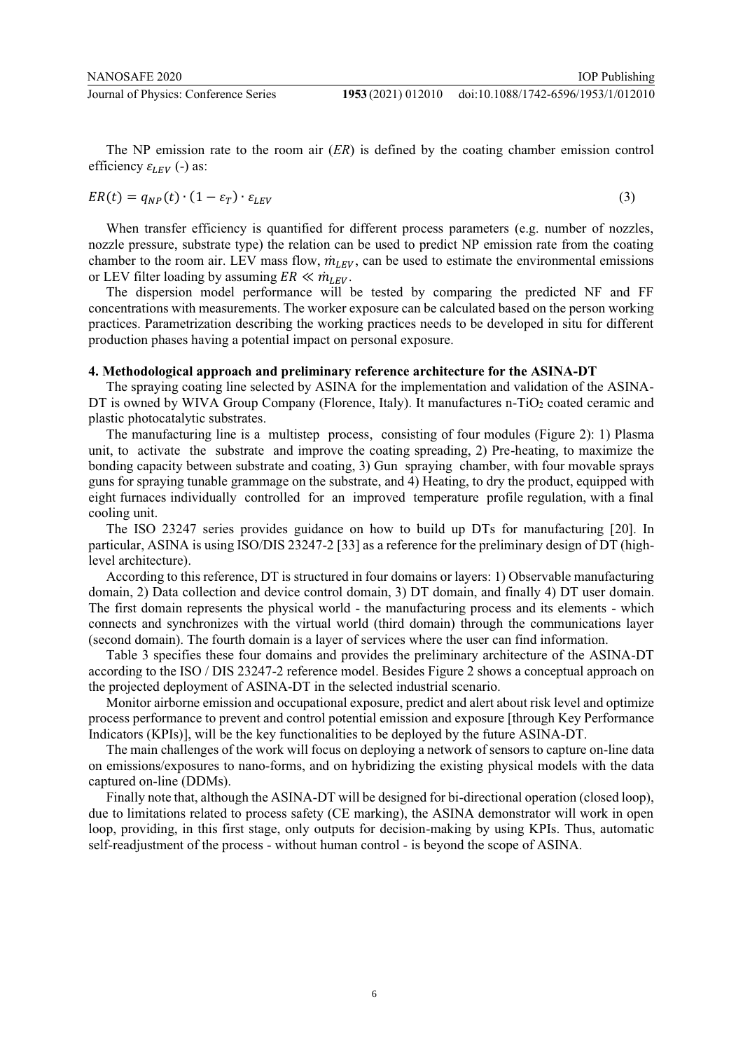The NP emission rate to the room air (*ER*) is defined by the coating chamber emission control efficiency $\varepsilon_{LEV}$ (-) as:

$$ER(t) = q_{NP}(t) \cdot (1 - \varepsilon_T) \cdot \varepsilon_{LEV} \tag{3}$$

When transfer efficiency is quantified for different process parameters (e.g. number of nozzles, nozzle pressure, substrate type) the relation can be used to predict NP emission rate from the coating chamber to the room air. LEV mass flow, $\dot{m}_{LEV}$, can be used to estimate the environmental emissions or LEV filter loading by assuming $ER \ll \dot{m}_{LEV}$.

The dispersion model performance will be tested by comparing the predicted NF and FF concentrations with measurements. The worker exposure can be calculated based on the person working practices. Parametrization describing the working practices needs to be developed in situ for different production phases having a potential impact on personal exposure.

## 4. Methodological approach and preliminary reference architecture for the ASINA-DT

The spraying coating line selected by ASINA for the implementation and validation of the ASINA-DT is owned by WIVA Group Company (Florence, Italy). It manufactures n-$TiO_2$ coated ceramic and plastic photocatalytic substrates.

The manufacturing line is a multistep process, consisting of four modules (Figure 2): 1) Plasma unit, to activate the substrate and improve the coating spreading, 2) Pre-heating, to maximize the bonding capacity between substrate and coating, 3) Gun spraying chamber, with four movable sprays guns for spraying tunable grammage on the substrate, and 4) Heating, to dry the product, equipped with eight furnaces individually controlled for an improved temperature profile regulation, with a final cooling unit.

The ISO 23247 series provides guidance on how to build up DTs for manufacturing [20]. In particular, ASINA is using ISO/DIS 23247-2 [33] as a reference for the preliminary design of DT (high-level architecture).

According to this reference, DT is structured in four domains or layers: 1) Observable manufacturing domain, 2) Data collection and device control domain, 3) DT domain, and finally 4) DT user domain. The first domain represents the physical world - the manufacturing process and its elements - which connects and synchronizes with the virtual world (third domain) through the communications layer (second domain). The fourth domain is a layer of services where the user can find information.

Table 3 specifies these four domains and provides the preliminary architecture of the ASINA-DT according to the ISO / DIS 23247-2 reference model. Besides Figure 2 shows a conceptual approach on the projected deployment of ASINA-DT in the selected industrial scenario.

Monitor airborne emission and occupational exposure, predict and alert about risk level and optimize process performance to prevent and control potential emission and exposure [through Key Performance Indicators (KPIs)], will be the key functionalities to be deployed by the future ASINA-DT.

The main challenges of the work will focus on deploying a network of sensors to capture on-line data on emissions/exposures to nano-forms, and on hybridizing the existing physical models with the data captured on-line (DDMs).

Finally note that, although the ASINA-DT will be designed for bi-directional operation (closed loop), due to limitations related to process safety (CE marking), the ASINA demonstrator will work in open loop, providing, in this first stage, only outputs for decision-making by using KPIs. Thus, automatic self-readjustment of the process - without human control - is beyond the scope of ASINA.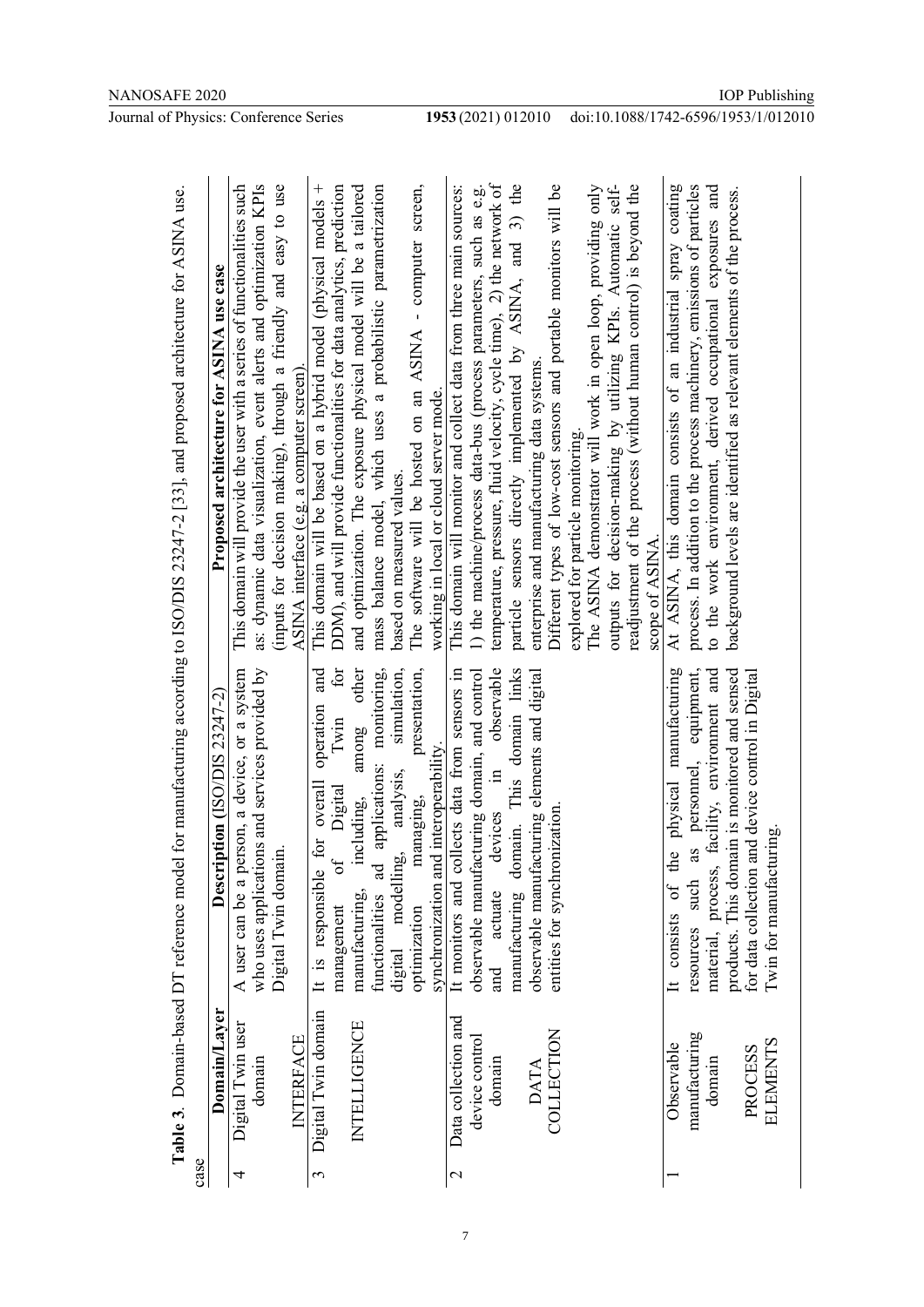**Table 3**. Domain-based DT reference model for manufacturing according to ISO/DIS 23247-2 [33], and proposed architecture for ASINA use case

| | Domain/Layer | Description (ISO/DIS 23247-2) | Proposed architecture for ASINA use case |
|---|---|---|---|
| 4 | Digital Twin user domain<br><br>INTERFACE | A user can be a person, a device, or a system who uses applications and services provided by Digital Twin domain. | This domain will provide the user with a series of functionalities such as: dynamic data visualization, event alerts and optimization KPIs (inputs for decision making), through a friendly and easy to use ASINA interface (e.g. a computer screen). |
| 3 | Digital Twin domain<br><br>INTELLIGENCE | It is responsible for overall operation and management of Digital Twin for manufacturing, including, among other functionalities ad applications: monitoring, digital modelling, analysis, simulation, optimization managing, presentation, synchronization and interoperability. | This domain will be based on a hybrid model (physical models + DDM), and will provide functionalities for data analytics, prediction and optimization. The exposure physical model will be a tailored mass balance model, which uses a probabilistic parametrization based on measured values.<br>The software will be hosted on an ASINA - computer screen, working in local or cloud server mode. |
| 2 | Data collection and device control domain<br><br>DATA COLLECTION | It monitors and collects data from sensors in observable manufacturing domain, and control and actuate devices in observable manufacturing domain. This domain links observable manufacturing elements and digital entities for synchronization. | This domain will monitor and collect data from three main sources: 1) the machine/process data-bus (process parameters, such as e.g. temperature, pressure, fluid velocity, cycle time), 2) the network of particle sensors directly implemented by ASINA, and 3) the enterprise and manufacturing data systems.<br>Different types of low-cost sensors and portable monitors will be explored for particle monitoring.<br>The ASINA demonstrator will work in open loop, providing only outputs for decision-making by utilizing KPIs. Automatic self-readjustment of the process (without human control) is beyond the scope of ASINA. |
| 1 | Observable manufacturing domain<br><br>PROCESS ELEMENTS | It consists of the physical manufacturing resources such as personnel, equipment, material, process, facility, environment and products. This domain is monitored and sensed for data collection and device control in Digital Twin for manufacturing. | At ASINA, this domain consists of an industrial spray coating process. In addition to the process machinery, emissions of particles to the work environment, derived occupational exposures and background levels are identified as relevant elements of the process. |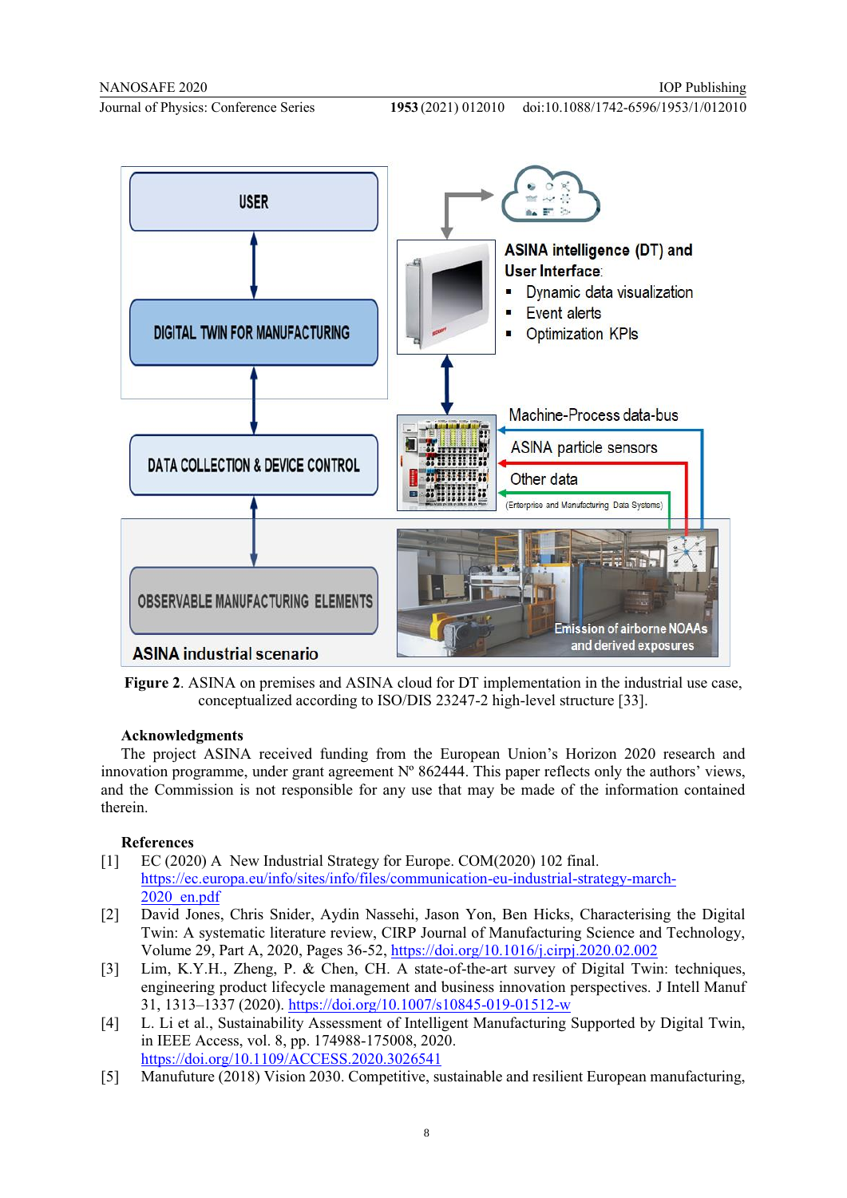**Figure 2**. ASINA on premises and ASINA cloud for DT implementation in the industrial use case, conceptualized according to ISO/DIS 23247-2 high-level structure [33].

### Acknowledgments

The project ASINA received funding from the European Union's Horizon 2020 research and innovation programme, under grant agreement Nº 862444. This paper reflects only the authors' views, and the Commission is not responsible for any use that may be made of the information contained therein.

### References

[1] EC (2020) A New Industrial Strategy for Europe. COM(2020) 102 final. https://ec.europa.eu/info/sites/info/files/communication-eu-industrial-strategy-march-2020_en.pdf

[2] David Jones, Chris Snider, Aydin Nassehi, Jason Yon, Ben Hicks, Characterising the Digital Twin: A systematic literature review, CIRP Journal of Manufacturing Science and Technology, Volume 29, Part A, 2020, Pages 36-52, https://doi.org/10.1016/j.cirpj.2020.02.002

[3] Lim, K.Y.H., Zheng, P. & Chen, CH. A state-of-the-art survey of Digital Twin: techniques, engineering product lifecycle management and business innovation perspectives. J Intell Manuf 31, 1313–1337 (2020). https://doi.org/10.1007/s10845-019-01512-w

[4] L. Li et al., Sustainability Assessment of Intelligent Manufacturing Supported by Digital Twin, in IEEE Access, vol. 8, pp. 174988-175008, 2020. https://doi.org/10.1109/ACCESS.2020.3026541

[5] Manufuture (2018) Vision 2030. Competitive, sustainable and resilient European manufacturing,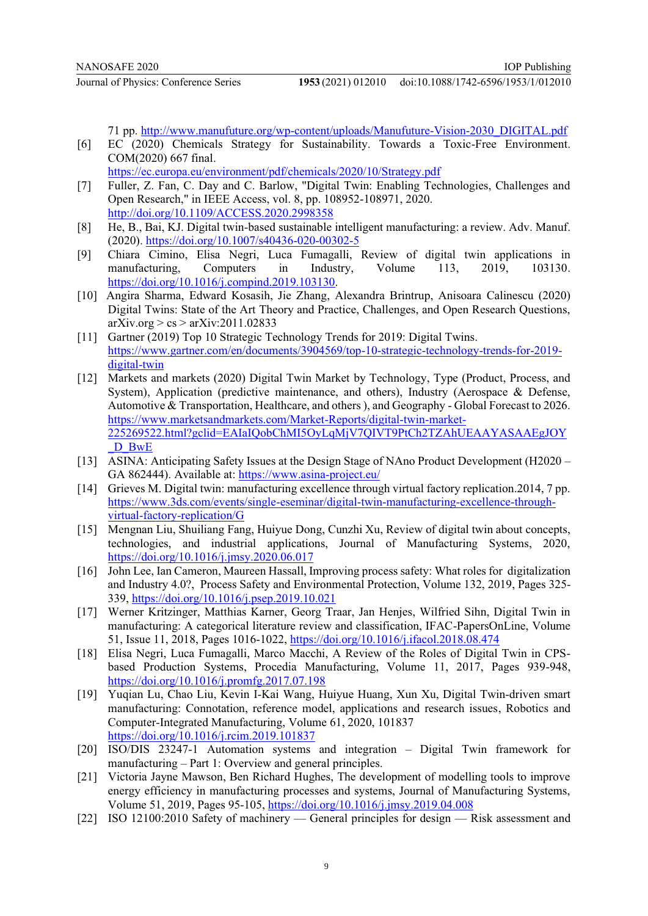71 pp. http://www.manufuture.org/wp-content/uploads/Manufuture-Vision-2030_DIGITAL.pdf

[6] EC (2020) Chemicals Strategy for Sustainability. Towards a Toxic-Free Environment. COM(2020) 667 final. https://ec.europa.eu/environment/pdf/chemicals/2020/10/Strategy.pdf

[7] Fuller, Z. Fan, C. Day and C. Barlow, "Digital Twin: Enabling Technologies, Challenges and Open Research," in IEEE Access, vol. 8, pp. 108952-108971, 2020. http://doi.org/10.1109/ACCESS.2020.2998358

[8] He, B., Bai, KJ. Digital twin-based sustainable intelligent manufacturing: a review. Adv. Manuf. (2020). https://doi.org/10.1007/s40436-020-00302-5

[9] Chiara Cimino, Elisa Negri, Luca Fumagalli, Review of digital twin applications in manufacturing, Computers in Industry, Volume 113, 2019, 103130. https://doi.org/10.1016/j.compind.2019.103130.

[10] Angira Sharma, Edward Kosasih, Jie Zhang, Alexandra Brintrup, Anisoara Calinescu (2020) Digital Twins: State of the Art Theory and Practice, Challenges, and Open Research Questions, arXiv.org > cs > arXiv:2011.02833

[11] Gartner (2019) Top 10 Strategic Technology Trends for 2019: Digital Twins. https://www.gartner.com/en/documents/3904569/top-10-strategic-technology-trends-for-2019-digital-twin

[12] Markets and markets (2020) Digital Twin Market by Technology, Type (Product, Process, and System), Application (predictive maintenance, and others), Industry (Aerospace & Defense, Automotive & Transportation, Healthcare, and others ), and Geography - Global Forecast to 2026. https://www.marketsandmarkets.com/Market-Reports/digital-twin-market-225269522.html?gclid=EAIaIQobChMI5OyLqMjV7QIVT9PtCh2TZAhUEAAYASAAEgJOY_D_BwE

[13] ASINA: Anticipating Safety Issues at the Design Stage of NAno Product Development (H2020 – GA 862444). Available at: https://www.asina-project.eu/

[14] Grieves M. Digital twin: manufacturing excellence through virtual factory replication.2014, 7 pp. https://www.3ds.com/events/single-eseminar/digital-twin-manufacturing-excellence-through-virtual-factory-replication/G

[15] Mengnan Liu, Shuiliang Fang, Huiyue Dong, Cunzhi Xu, Review of digital twin about concepts, technologies, and industrial applications, Journal of Manufacturing Systems, 2020, https://doi.org/10.1016/j.jmsy.2020.06.017

[16] John Lee, Ian Cameron, Maureen Hassall, Improving process safety: What roles for digitalization and Industry 4.0?, Process Safety and Environmental Protection, Volume 132, 2019, Pages 325-339, https://doi.org/10.1016/j.psep.2019.10.021

[17] Werner Kritzinger, Matthias Karner, Georg Traar, Jan Henjes, Wilfried Sihn, Digital Twin in manufacturing: A categorical literature review and classification, IFAC-PapersOnLine, Volume 51, Issue 11, 2018, Pages 1016-1022, https://doi.org/10.1016/j.ifacol.2018.08.474

[18] Elisa Negri, Luca Fumagalli, Marco Macchi, A Review of the Roles of Digital Twin in CPS-based Production Systems, Procedia Manufacturing, Volume 11, 2017, Pages 939-948, https://doi.org/10.1016/j.promfg.2017.07.198

[19] Yuqian Lu, Chao Liu, Kevin I-Kai Wang, Huiyue Huang, Xun Xu, Digital Twin-driven smart manufacturing: Connotation, reference model, applications and research issues, Robotics and Computer-Integrated Manufacturing, Volume 61, 2020, 101837 https://doi.org/10.1016/j.rcim.2019.101837

[20] ISO/DIS 23247-1 Automation systems and integration – Digital Twin framework for manufacturing – Part 1: Overview and general principles.

[21] Victoria Jayne Mawson, Ben Richard Hughes, The development of modelling tools to improve energy efficiency in manufacturing processes and systems, Journal of Manufacturing Systems, Volume 51, 2019, Pages 95-105, https://doi.org/10.1016/j.jmsy.2019.04.008

[22] ISO 12100:2010 Safety of machinery — General principles for design — Risk assessment and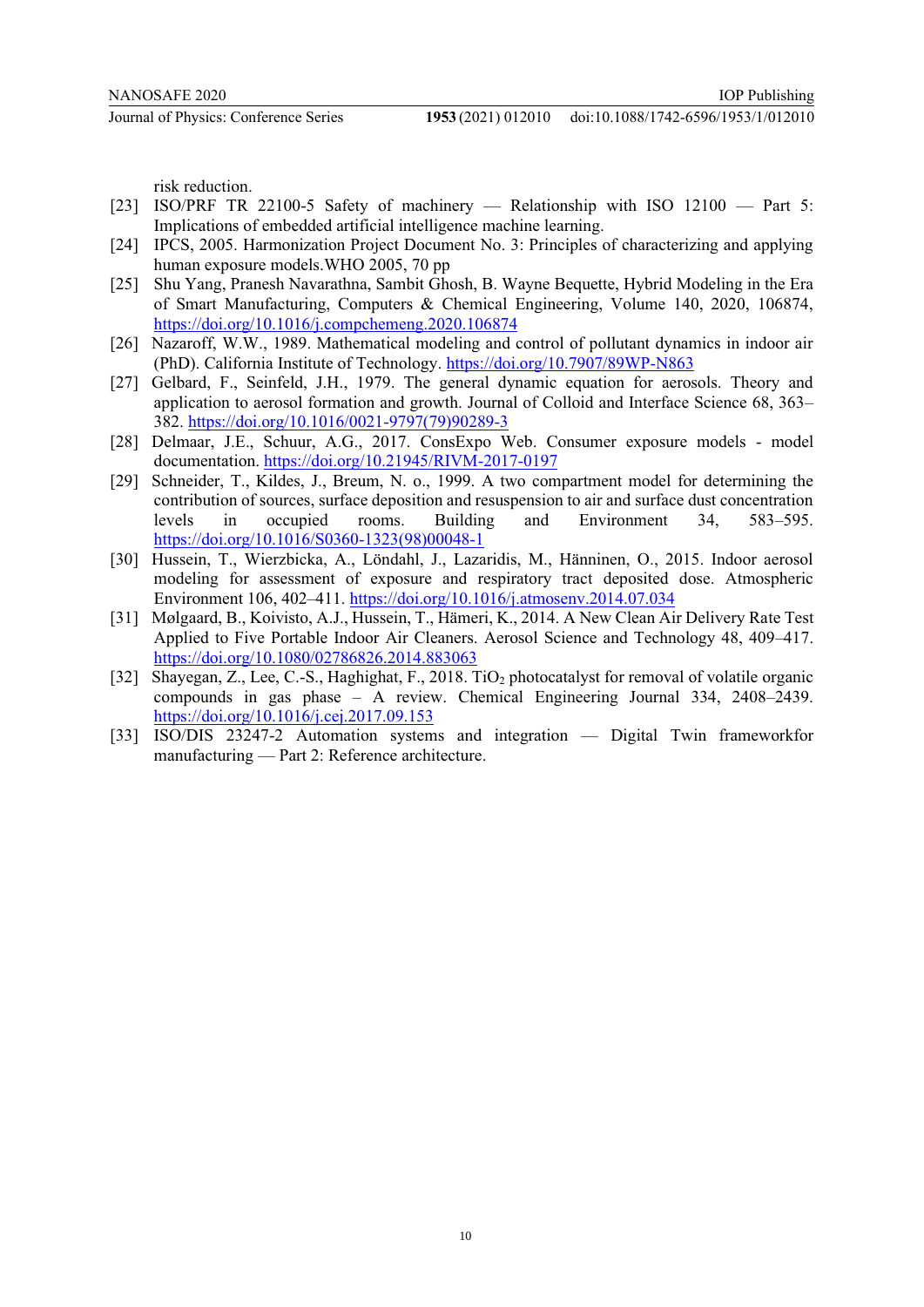risk reduction.

[23] ISO/PRF TR 22100-5 Safety of machinery — Relationship with ISO 12100 — Part 5: Implications of embedded artificial intelligence machine learning.

[24] IPCS, 2005. Harmonization Project Document No. 3: Principles of characterizing and applying human exposure models.WHO 2005, 70 pp

[25] Shu Yang, Pranesh Navarathna, Sambit Ghosh, B. Wayne Bequette, Hybrid Modeling in the Era of Smart Manufacturing, Computers & Chemical Engineering, Volume 140, 2020, 106874, https://doi.org/10.1016/j.compchemeng.2020.106874

[26] Nazaroff, W.W., 1989. Mathematical modeling and control of pollutant dynamics in indoor air (PhD). California Institute of Technology. https://doi.org/10.7907/89WP-N863

[27] Gelbard, F., Seinfeld, J.H., 1979. The general dynamic equation for aerosols. Theory and application to aerosol formation and growth. Journal of Colloid and Interface Science 68, 363–382. https://doi.org/10.1016/0021-9797(79)90289-3

[28] Delmaar, J.E., Schuur, A.G., 2017. ConsExpo Web. Consumer exposure models - model documentation. https://doi.org/10.21945/RIVM-2017-0197

[29] Schneider, T., Kildes, J., Breum, N. o., 1999. A two compartment model for determining the contribution of sources, surface deposition and resuspension to air and surface dust concentration levels in occupied rooms. Building and Environment 34, 583–595. https://doi.org/10.1016/S0360-1323(98)00048-1

[30] Hussein, T., Wierzbicka, A., Löndahl, J., Lazaridis, M., Hänninen, O., 2015. Indoor aerosol modeling for assessment of exposure and respiratory tract deposited dose. Atmospheric Environment 106, 402–411. https://doi.org/10.1016/j.atmosenv.2014.07.034

[31] Mølgaard, B., Koivisto, A.J., Hussein, T., Hämeri, K., 2014. A New Clean Air Delivery Rate Test Applied to Five Portable Indoor Air Cleaners. Aerosol Science and Technology 48, 409–417. https://doi.org/10.1080/02786826.2014.883063

[32] Shayegan, Z., Lee, C.-S., Haghighat, F., 2018. $TiO_2$ photocatalyst for removal of volatile organic compounds in gas phase – A review. Chemical Engineering Journal 334, 2408–2439. https://doi.org/10.1016/j.cej.2017.09.153

[33] ISO/DIS 23247-2 Automation systems and integration — Digital Twin frameworkfor manufacturing — Part 2: Reference architecture.